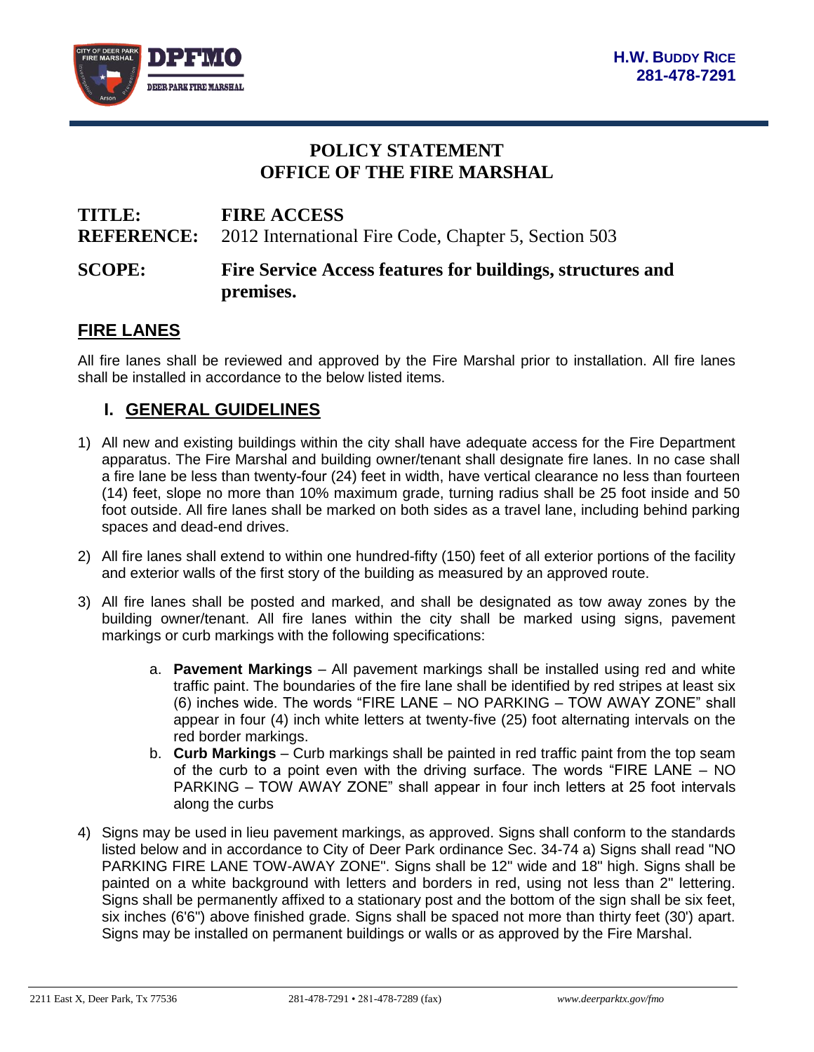**H.W. BUDDY RICE**
**281-478-7291**

# POLICY STATEMENT
# OFFICE OF THE FIRE MARSHAL

**TITLE:** **FIRE ACCESS**
**REFERENCE:** 2012 International Fire Code, Chapter 5, Section 503

**SCOPE:** **Fire Service Access features for buildings, structures and premises.**

## FIRE LANES

All fire lanes shall be reviewed and approved by the Fire Marshal prior to installation. All fire lanes shall be installed in accordance to the below listed items.

### I. GENERAL GUIDELINES

1) All new and existing buildings within the city shall have adequate access for the Fire Department apparatus. The Fire Marshal and building owner/tenant shall designate fire lanes. In no case shall a fire lane be less than twenty-four (24) feet in width, have vertical clearance no less than fourteen (14) feet, slope no more than 10% maximum grade, turning radius shall be 25 foot inside and 50 foot outside. All fire lanes shall be marked on both sides as a travel lane, including behind parking spaces and dead-end drives.

2) All fire lanes shall extend to within one hundred-fifty (150) feet of all exterior portions of the facility and exterior walls of the first story of the building as measured by an approved route.

3) All fire lanes shall be posted and marked, and shall be designated as tow away zones by the building owner/tenant. All fire lanes within the city shall be marked using signs, pavement markings or curb markings with the following specifications:

    a. **Pavement Markings** – All pavement markings shall be installed using red and white traffic paint. The boundaries of the fire lane shall be identified by red stripes at least six (6) inches wide. The words "FIRE LANE – NO PARKING – TOW AWAY ZONE" shall appear in four (4) inch white letters at twenty-five (25) foot alternating intervals on the red border markings.

    b. **Curb Markings** – Curb markings shall be painted in red traffic paint from the top seam of the curb to a point even with the driving surface. The words "FIRE LANE – NO PARKING – TOW AWAY ZONE" shall appear in four inch letters at 25 foot intervals along the curbs

4) Signs may be used in lieu pavement markings, as approved. Signs shall conform to the standards listed below and in accordance to City of Deer Park ordinance Sec. 34-74 a) Signs shall read "NO PARKING FIRE LANE TOW-AWAY ZONE". Signs shall be 12" wide and 18" high. Signs shall be painted on a white background with letters and borders in red, using not less than 2" lettering. Signs shall be permanently affixed to a stationary post and the bottom of the sign shall be six feet, six inches (6'6") above finished grade. Signs shall be spaced not more than thirty feet (30') apart. Signs may be installed on permanent buildings or walls or as approved by the Fire Marshal.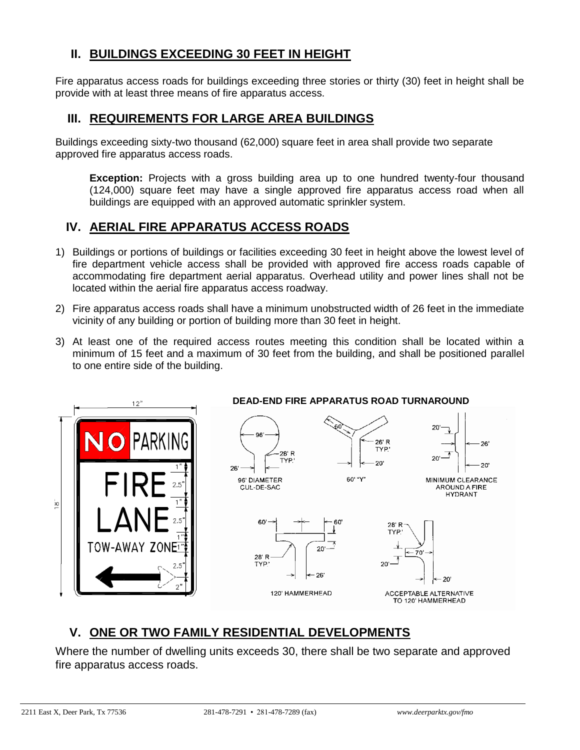## II. BUILDINGS EXCEEDING 30 FEET IN HEIGHT

Fire apparatus access roads for buildings exceeding three stories or thirty (30) feet in height shall be provide with at least three means of fire apparatus access.

## III. REQUIREMENTS FOR LARGE AREA BUILDINGS

Buildings exceeding sixty-two thousand (62,000) square feet in area shall provide two separate approved fire apparatus access roads.

> **Exception:** Projects with a gross building area up to one hundred twenty-four thousand (124,000) square feet may have a single approved fire apparatus access road when all buildings are equipped with an approved automatic sprinkler system.

## IV. AERIAL FIRE APPARATUS ACCESS ROADS

1) Buildings or portions of buildings or facilities exceeding 30 feet in height above the lowest level of fire department vehicle access shall be provided with approved fire access roads capable of accommodating fire department aerial apparatus. Overhead utility and power lines shall not be located within the aerial fire apparatus access roadway.
2) Fire apparatus access roads shall have a minimum unobstructed width of 26 feet in the immediate vicinity of any building or portion of building more than 30 feet in height.
3) At least one of the required access routes meeting this condition shall be located within a minimum of 15 feet and a maximum of 30 feet from the building, and shall be positioned parallel to one entire side of the building.

12"

18"

NO PARKING

FIRE

LANE

TOW-AWAY ZONE

1" 2.5" 1" 2.5" 1" 1" 2.5" 2"

**DEAD-END FIRE APPARATUS ROAD TURNAROUND**

96' 28' R TYP.' 26'

96' DIAMETER CUL-DE-SAC

60° 26' R TYP.' 20'

60' "Y"

20' 26' 20' 20'

MINIMUM CLEARANCE AROUND A FIRE HYDRANT

60' 60' 20' 28' R TYP.' 26'

120' HAMMERHEAD

28' R TYP.' 70' 20' 20'

ACCEPTABLE ALTERNATIVE TO 120' HAMMERHEAD

## V. ONE OR TWO FAMILY RESIDENTIAL DEVELOPMENTS

Where the number of dwelling units exceeds 30, there shall be two separate and approved fire apparatus access roads.